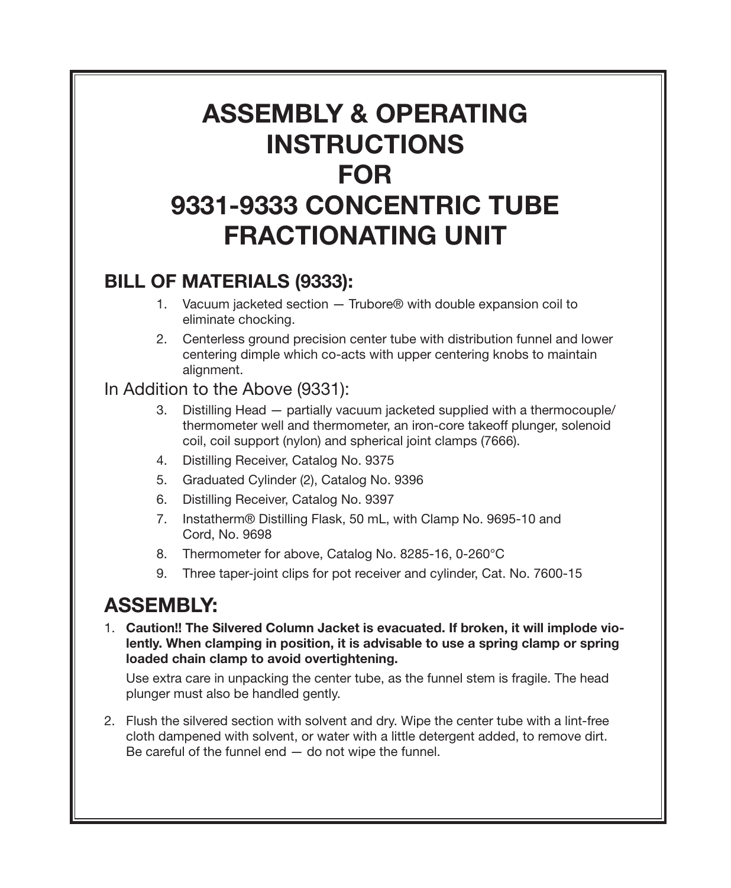# ASSEMBLY & OPERATING INSTRUCTIONS FOR 9331-9333 CONCENTRIC TUBE FRACTIONATING UNIT

## BILL OF MATERIALS (9333):

1. Vacuum jacketed section — Trubore® with double expansion coil to eliminate chocking.
2. Centerless ground precision center tube with distribution funnel and lower centering dimple which co-acts with upper centering knobs to maintain alignment.

In Addition to the Above (9331):

3. Distilling Head — partially vacuum jacketed supplied with a thermocouple/ thermometer well and thermometer, an iron-core takeoff plunger, solenoid coil, coil support (nylon) and spherical joint clamps (7666).
4. Distilling Receiver, Catalog No. 9375
5. Graduated Cylinder (2), Catalog No. 9396
6. Distilling Receiver, Catalog No. 9397
7. Instatherm® Distilling Flask, 50 mL, with Clamp No. 9695-10 and Cord, No. 9698
8. Thermometer for above, Catalog No. 8285-16, 0-260°C
9. Three taper-joint clips for pot receiver and cylinder, Cat. No. 7600-15

## ASSEMBLY:

1. **Caution!! The Silvered Column Jacket is evacuated. If broken, it will implode violently. When clamping in position, it is advisable to use a spring clamp or spring loaded chain clamp to avoid overtightening.**

   Use extra care in unpacking the center tube, as the funnel stem is fragile. The head plunger must also be handled gently.

2. Flush the silvered section with solvent and dry. Wipe the center tube with a lint-free cloth dampened with solvent, or water with a little detergent added, to remove dirt. Be careful of the funnel end — do not wipe the funnel.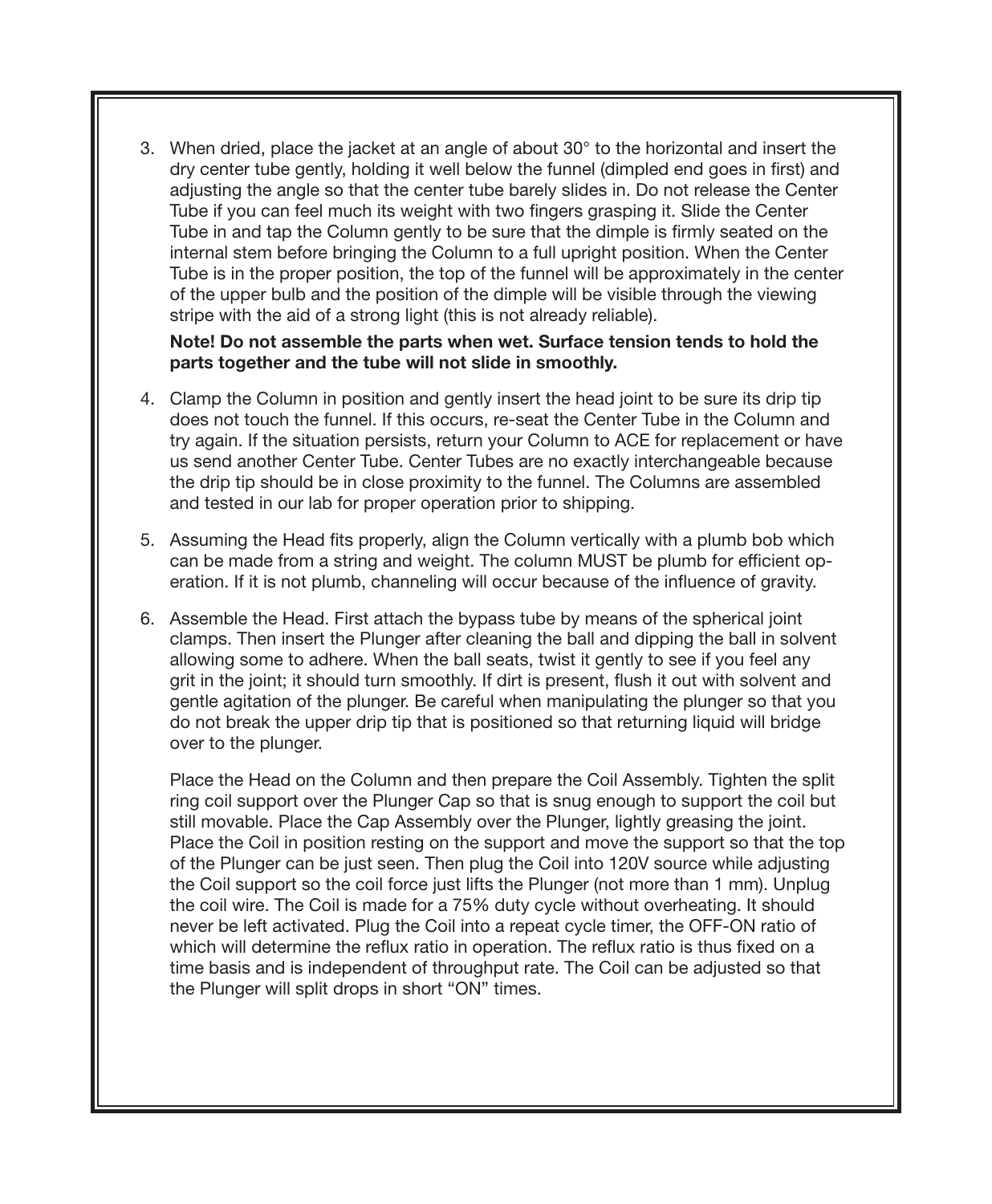3. When dried, place the jacket at an angle of about 30° to the horizontal and insert the dry center tube gently, holding it well below the funnel (dimpled end goes in first) and adjusting the angle so that the center tube barely slides in. Do not release the Center Tube if you can feel much its weight with two fingers grasping it. Slide the Center Tube in and tap the Column gently to be sure that the dimple is firmly seated on the internal stem before bringing the Column to a full upright position. When the Center Tube is in the proper position, the top of the funnel will be approximately in the center of the upper bulb and the position of the dimple will be visible through the viewing stripe with the aid of a strong light (this is not already reliable).

   **Note! Do not assemble the parts when wet. Surface tension tends to hold the parts together and the tube will not slide in smoothly.**

4. Clamp the Column in position and gently insert the head joint to be sure its drip tip does not touch the funnel. If this occurs, re-seat the Center Tube in the Column and try again. If the situation persists, return your Column to ACE for replacement or have us send another Center Tube. Center Tubes are no exactly interchangeable because the drip tip should be in close proximity to the funnel. The Columns are assembled and tested in our lab for proper operation prior to shipping.

5. Assuming the Head fits properly, align the Column vertically with a plumb bob which can be made from a string and weight. The column MUST be plumb for efficient operation. If it is not plumb, channeling will occur because of the influence of gravity.

6. Assemble the Head. First attach the bypass tube by means of the spherical joint clamps. Then insert the Plunger after cleaning the ball and dipping the ball in solvent allowing some to adhere. When the ball seats, twist it gently to see if you feel any grit in the joint; it should turn smoothly. If dirt is present, flush it out with solvent and gentle agitation of the plunger. Be careful when manipulating the plunger so that you do not break the upper drip tip that is positioned so that returning liquid will bridge over to the plunger.

   Place the Head on the Column and then prepare the Coil Assembly. Tighten the split ring coil support over the Plunger Cap so that is snug enough to support the coil but still movable. Place the Cap Assembly over the Plunger, lightly greasing the joint. Place the Coil in position resting on the support and move the support so that the top of the Plunger can be just seen. Then plug the Coil into 120V source while adjusting the Coil support so the coil force just lifts the Plunger (not more than 1 mm). Unplug the coil wire. The Coil is made for a 75% duty cycle without overheating. It should never be left activated. Plug the Coil into a repeat cycle timer, the OFF-ON ratio of which will determine the reflux ratio in operation. The reflux ratio is thus fixed on a time basis and is independent of throughput rate. The Coil can be adjusted so that the Plunger will split drops in short "ON" times.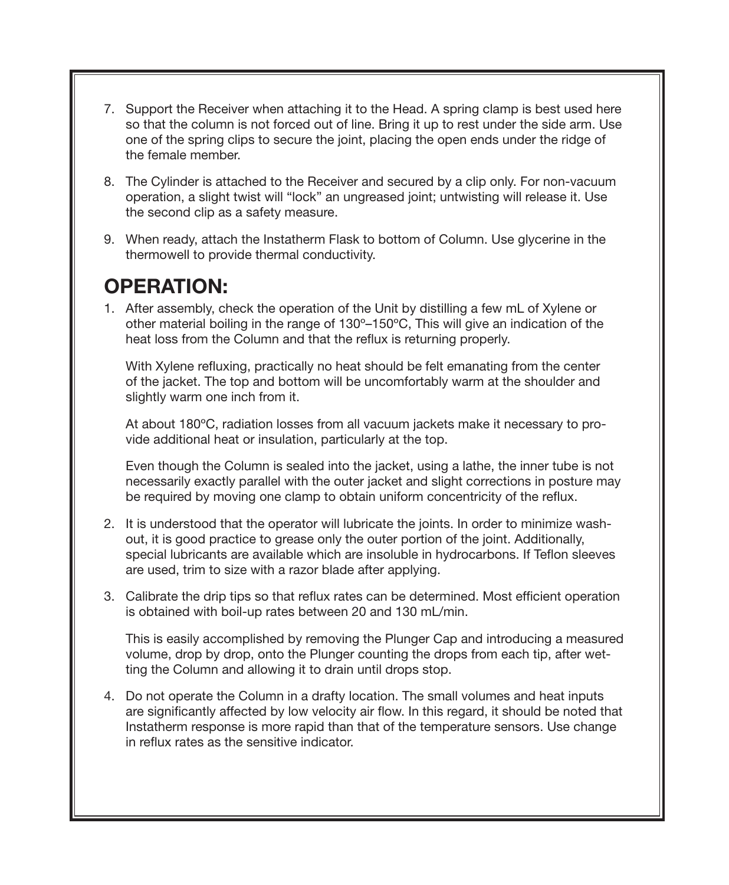7. Support the Receiver when attaching it to the Head. A spring clamp is best used here so that the column is not forced out of line. Bring it up to rest under the side arm. Use one of the spring clips to secure the joint, placing the open ends under the ridge of the female member.

8. The Cylinder is attached to the Receiver and secured by a clip only. For non-vacuum operation, a slight twist will "lock" an ungreased joint; untwisting will release it. Use the second clip as a safety measure.

9. When ready, attach the Instatherm Flask to bottom of Column. Use glycerine in the thermowell to provide thermal conductivity.

## OPERATION:

1. After assembly, check the operation of the Unit by distilling a few mL of Xylene or other material boiling in the range of 130º–150ºC, This will give an indication of the heat loss from the Column and that the reflux is returning properly.

   With Xylene refluxing, practically no heat should be felt emanating from the center of the jacket. The top and bottom will be uncomfortably warm at the shoulder and slightly warm one inch from it.

   At about 180ºC, radiation losses from all vacuum jackets make it necessary to provide additional heat or insulation, particularly at the top.

   Even though the Column is sealed into the jacket, using a lathe, the inner tube is not necessarily exactly parallel with the outer jacket and slight corrections in posture may be required by moving one clamp to obtain uniform concentricity of the reflux.

2. It is understood that the operator will lubricate the joints. In order to minimize washout, it is good practice to grease only the outer portion of the joint. Additionally, special lubricants are available which are insoluble in hydrocarbons. If Teflon sleeves are used, trim to size with a razor blade after applying.

3. Calibrate the drip tips so that reflux rates can be determined. Most efficient operation is obtained with boil-up rates between 20 and 130 mL/min.

   This is easily accomplished by removing the Plunger Cap and introducing a measured volume, drop by drop, onto the Plunger counting the drops from each tip, after wetting the Column and allowing it to drain until drops stop.

4. Do not operate the Column in a drafty location. The small volumes and heat inputs are significantly affected by low velocity air flow. In this regard, it should be noted that Instatherm response is more rapid than that of the temperature sensors. Use change in reflux rates as the sensitive indicator.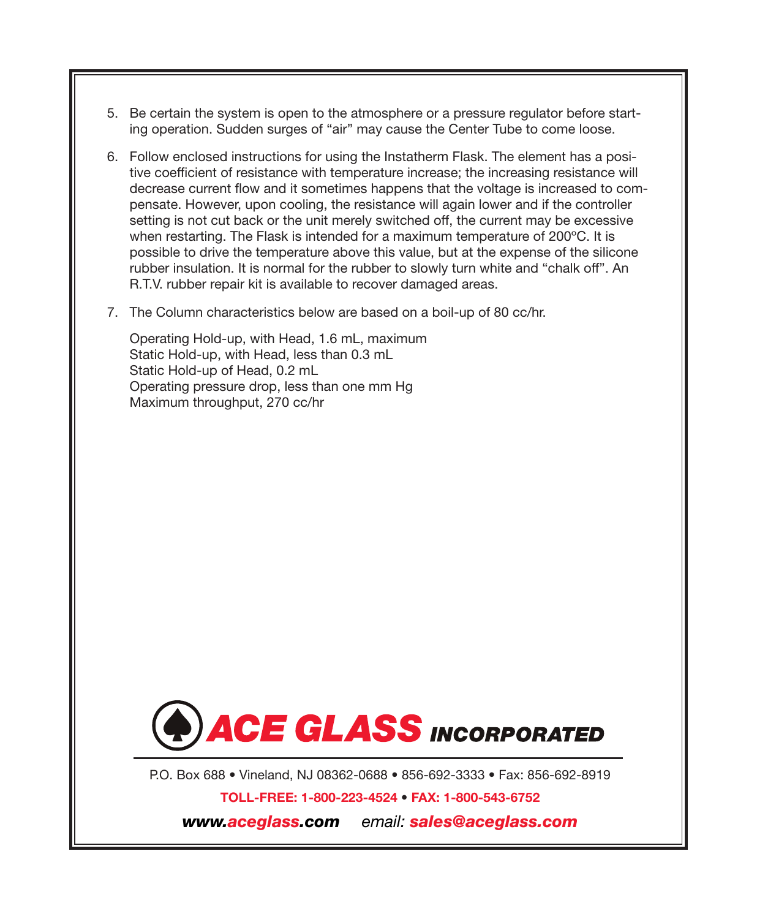5. Be certain the system is open to the atmosphere or a pressure regulator before starting operation. Sudden surges of "air" may cause the Center Tube to come loose.

6. Follow enclosed instructions for using the Instatherm Flask. The element has a positive coefficient of resistance with temperature increase; the increasing resistance will decrease current flow and it sometimes happens that the voltage is increased to compensate. However, upon cooling, the resistance will again lower and if the controller setting is not cut back or the unit merely switched off, the current may be excessive when restarting. The Flask is intended for a maximum temperature of 200ºC. It is possible to drive the temperature above this value, but at the expense of the silicone rubber insulation. It is normal for the rubber to slowly turn white and "chalk off". An R.T.V. rubber repair kit is available to recover damaged areas.

7. The Column characteristics below are based on a boil-up of 80 cc/hr.

   Operating Hold-up, with Head, 1.6 mL, maximum
   Static Hold-up, with Head, less than 0.3 mL
   Static Hold-up of Head, 0.2 mL
   Operating pressure drop, less than one mm Hg
   Maximum throughput, 270 cc/hr

**ACE GLASS INCORPORATED**

P.O. Box 688 • Vineland, NJ 08362-0688 • 856-692-3333 • Fax: 856-692-8919

**TOLL-FREE: 1-800-223-4524 • FAX: 1-800-543-6752**

***www.aceglass.com*** *email:* ***sales@aceglass.com***